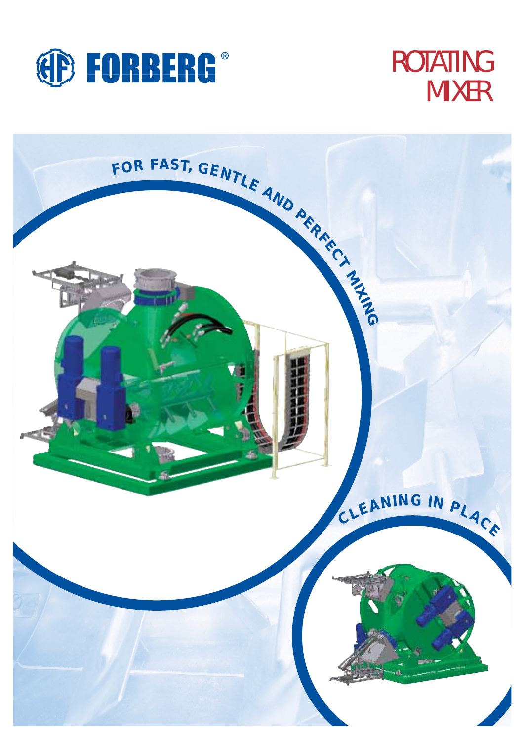FORBERG®

# ROTATING MIXER

FOR FAST, GENTLE AND PERFECT MIXING

CLEANING IN PLACE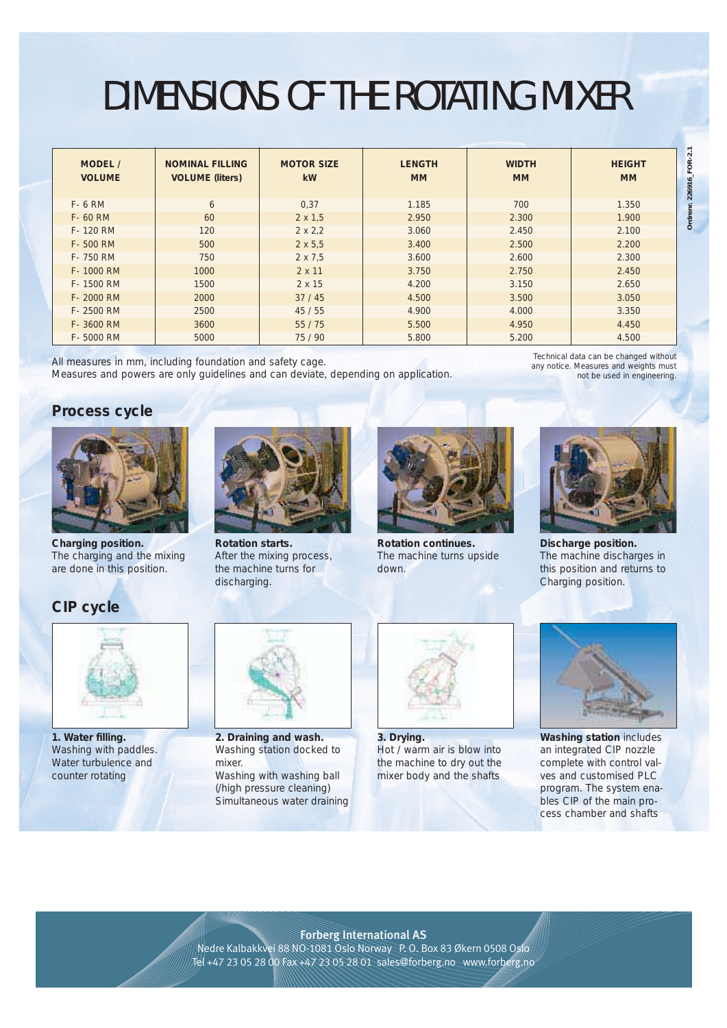# DIMENSIONS OF THE ROTATING MIXER

| MODEL / VOLUME | NOMINAL FILLING VOLUME (liters) | MOTOR SIZE kW | LENGTH MM | WIDTH MM | HEIGHT MM |
|---|---|---|---|---|---|
| F- 6 RM | 6 | 0,37 | 1.185 | 700 | 1.350 |
| F- 60 RM | 60 | 2 x 1,5 | 2.950 | 2.300 | 1.900 |
| F- 120 RM | 120 | 2 x 2,2 | 3.060 | 2.450 | 2.100 |
| F- 500 RM | 500 | 2 x 5,5 | 3.400 | 2.500 | 2.200 |
| F- 750 RM | 750 | 2 x 7,5 | 3.600 | 2.600 | 2.300 |
| F- 1000 RM | 1000 | 2 x 11 | 3.750 | 2.750 | 2.450 |
| F- 1500 RM | 1500 | 2 x 15 | 4.200 | 3.150 | 2.650 |
| F- 2000 RM | 2000 | 37 / 45 | 4.500 | 3.500 | 3.050 |
| F- 2500 RM | 2500 | 45 / 55 | 4.900 | 4.000 | 3.350 |
| F- 3600 RM | 3600 | 55 / 75 | 5.500 | 4.950 | 4.450 |
| F- 5000 RM | 5000 | 75 / 90 | 5.800 | 5.200 | 4.500 |

All measures in mm, including foundation and safety cage.
Measures and powers are only guidelines and can deviate, depending on application.

Technical data can be changed without any notice. Measures and weights must not be used in engineering.

Ordrenr. 226916_FOR-2.1

## Process cycle

**Charging position.**
The charging and the mixing are done in this position.

**Rotation starts.**
After the mixing process, the machine turns for discharging.

**Rotation continues.**
The machine turns upside down.

**Discharge position.**
The machine discharges in this position and returns to Charging position.

## CIP cycle

**1. Water filling.**
Washing with paddles.
Water turbulence and counter rotating

**2. Draining and wash.**
Washing station docked to mixer.
Washing with washing ball (/high pressure cleaning)
Simultaneous water draining

**3. Drying.**
Hot / warm air is blow into the machine to dry out the mixer body and the shafts

**Washing station** includes an integrated CIP nozzle complete with control valves and customised PLC program. The system enables CIP of the main process chamber and shafts

**Forberg International AS**
Nedre Kalbakkvei 88 NO-1081 Oslo Norway P. O. Box 83 Økern 0508 Oslo
Tel +47 23 05 28 00 Fax +47 23 05 28 01 sales@forberg.no www.forberg.no